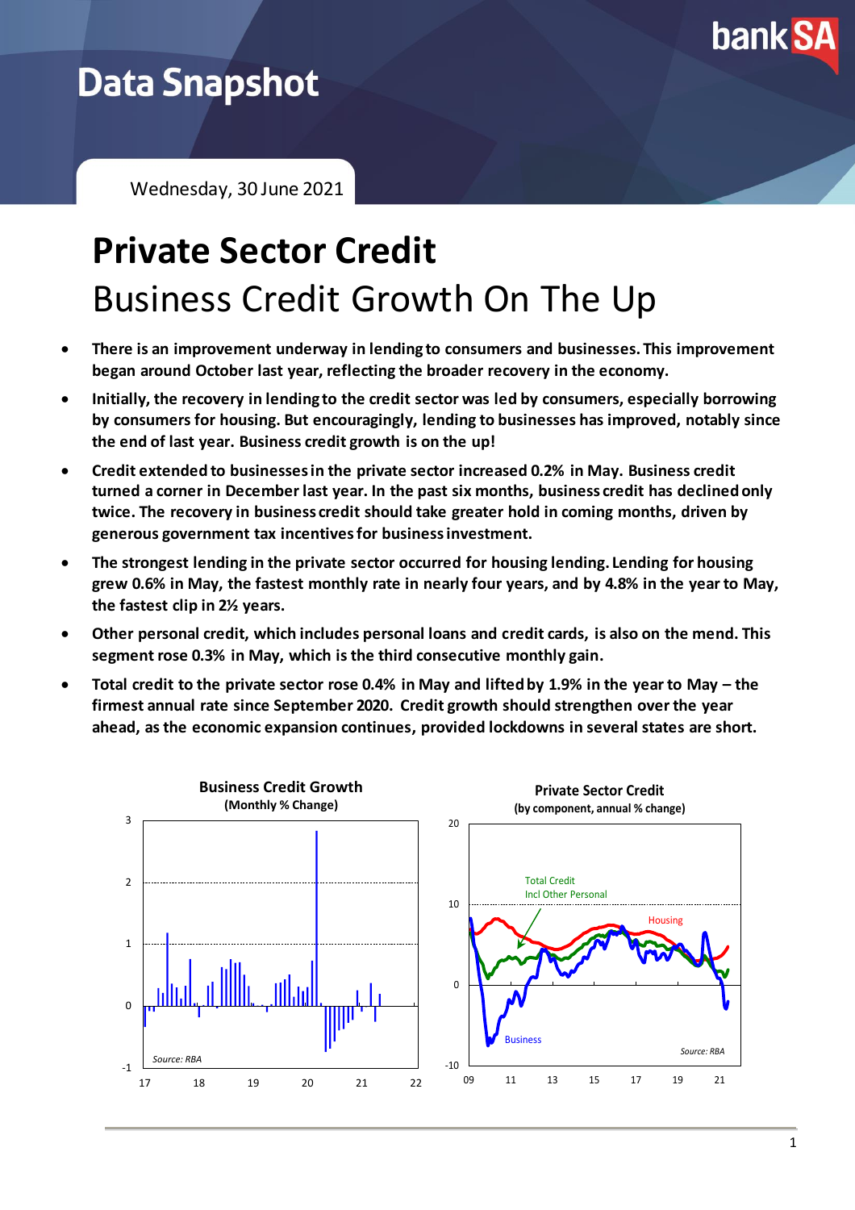# Data Snapshot

Wednesday, 30 June 2021

# Private Sector Credit

## Business Credit Growth On The Up

- **There is an improvement underway in lending to consumers and businesses. This improvement began around October last year, reflecting the broader recovery in the economy.**
- **Initially, the recovery in lending to the credit sector was led by consumers, especially borrowing by consumers for housing. But encouragingly, lending to businesses has improved, notably since the end of last year. Business credit growth is on the up!**
- **Credit extended to businesses in the private sector increased 0.2% in May. Business credit turned a corner in December last year. In the past six months, business credit has declined only twice. The recovery in business credit should take greater hold in coming months, driven by generous government tax incentives for business investment.**
- **The strongest lending in the private sector occurred for housing lending. Lending for housing grew 0.6% in May, the fastest monthly rate in nearly four years, and by 4.8% in the year to May, the fastest clip in 2½ years.**
- **Other personal credit, which includes personal loans and credit cards, is also on the mend. This segment rose 0.3% in May, which is the third consecutive monthly gain.**
- **Total credit to the private sector rose 0.4% in May and lifted by 1.9% in the year to May – the firmest annual rate since September 2020. Credit growth should strengthen over the year ahead, as the economic expansion continues, provided lockdowns in several states are short.**

**Business Credit Growth**
**(Monthly % Change)**

Source: RBA

**Private Sector Credit**
**(by component, annual % change)**

Source: RBA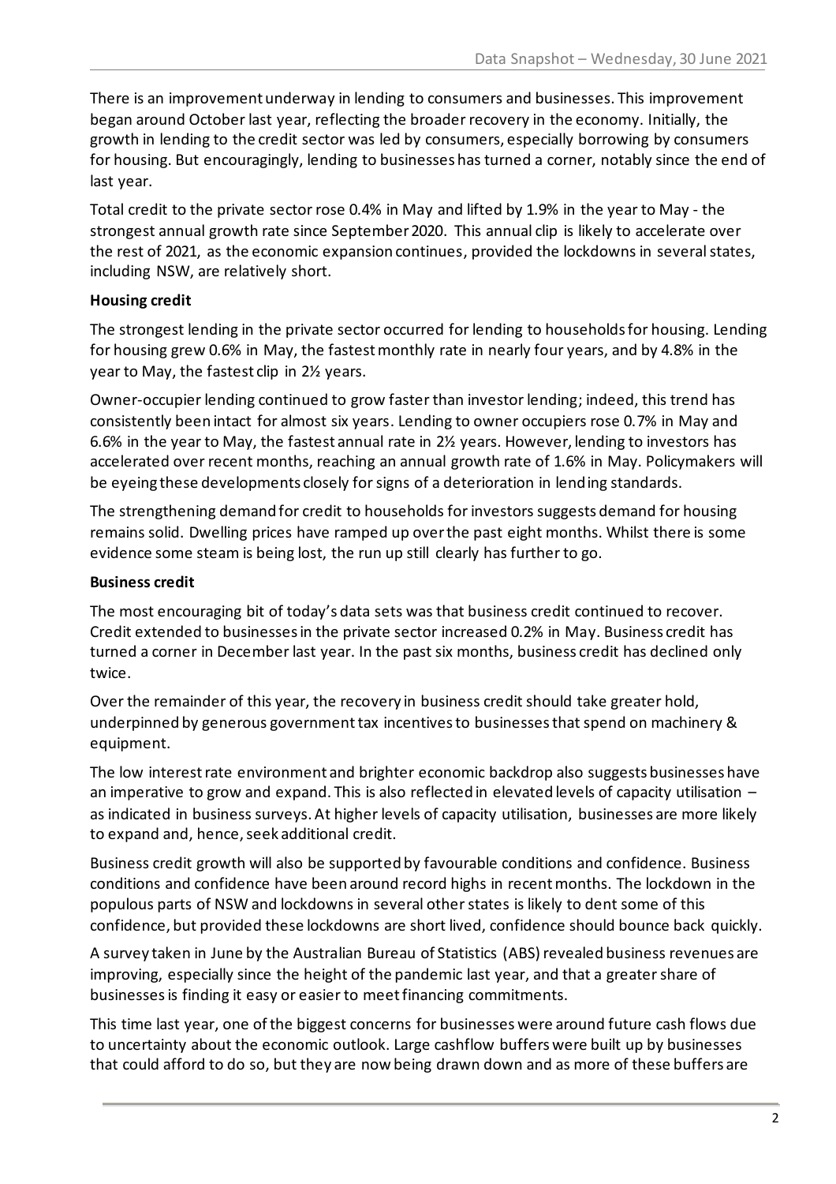There is an improvement underway in lending to consumers and businesses. This improvement began around October last year, reflecting the broader recovery in the economy. Initially, the growth in lending to the credit sector was led by consumers, especially borrowing by consumers for housing. But encouragingly, lending to businesses has turned a corner, notably since the end of last year.

Total credit to the private sector rose 0.4% in May and lifted by 1.9% in the year to May - the strongest annual growth rate since September 2020. This annual clip is likely to accelerate over the rest of 2021, as the economic expansion continues, provided the lockdowns in several states, including NSW, are relatively short.

**Housing credit**

The strongest lending in the private sector occurred for lending to households for housing. Lending for housing grew 0.6% in May, the fastest monthly rate in nearly four years, and by 4.8% in the year to May, the fastest clip in 2½ years.

Owner-occupier lending continued to grow faster than investor lending; indeed, this trend has consistently been intact for almost six years. Lending to owner occupiers rose 0.7% in May and 6.6% in the year to May, the fastest annual rate in 2½ years. However, lending to investors has accelerated over recent months, reaching an annual growth rate of 1.6% in May. Policymakers will be eyeing these developments closely for signs of a deterioration in lending standards.

The strengthening demand for credit to households for investors suggests demand for housing remains solid. Dwelling prices have ramped up over the past eight months. Whilst there is some evidence some steam is being lost, the run up still clearly has further to go.

**Business credit**

The most encouraging bit of today's data sets was that business credit continued to recover. Credit extended to businesses in the private sector increased 0.2% in May. Business credit has turned a corner in December last year. In the past six months, business credit has declined only twice.

Over the remainder of this year, the recovery in business credit should take greater hold, underpinned by generous government tax incentives to businesses that spend on machinery & equipment.

The low interest rate environment and brighter economic backdrop also suggests businesses have an imperative to grow and expand. This is also reflected in elevated levels of capacity utilisation – as indicated in business surveys. At higher levels of capacity utilisation, businesses are more likely to expand and, hence, seek additional credit.

Business credit growth will also be supported by favourable conditions and confidence. Business conditions and confidence have been around record highs in recent months. The lockdown in the populous parts of NSW and lockdowns in several other states is likely to dent some of this confidence, but provided these lockdowns are short lived, confidence should bounce back quickly.

A survey taken in June by the Australian Bureau of Statistics (ABS) revealed business revenues are improving, especially since the height of the pandemic last year, and that a greater share of businesses is finding it easy or easier to meet financing commitments.

This time last year, one of the biggest concerns for businesses were around future cash flows due to uncertainty about the economic outlook. Large cashflow buffers were built up by businesses that could afford to do so, but they are now being drawn down and as more of these buffers are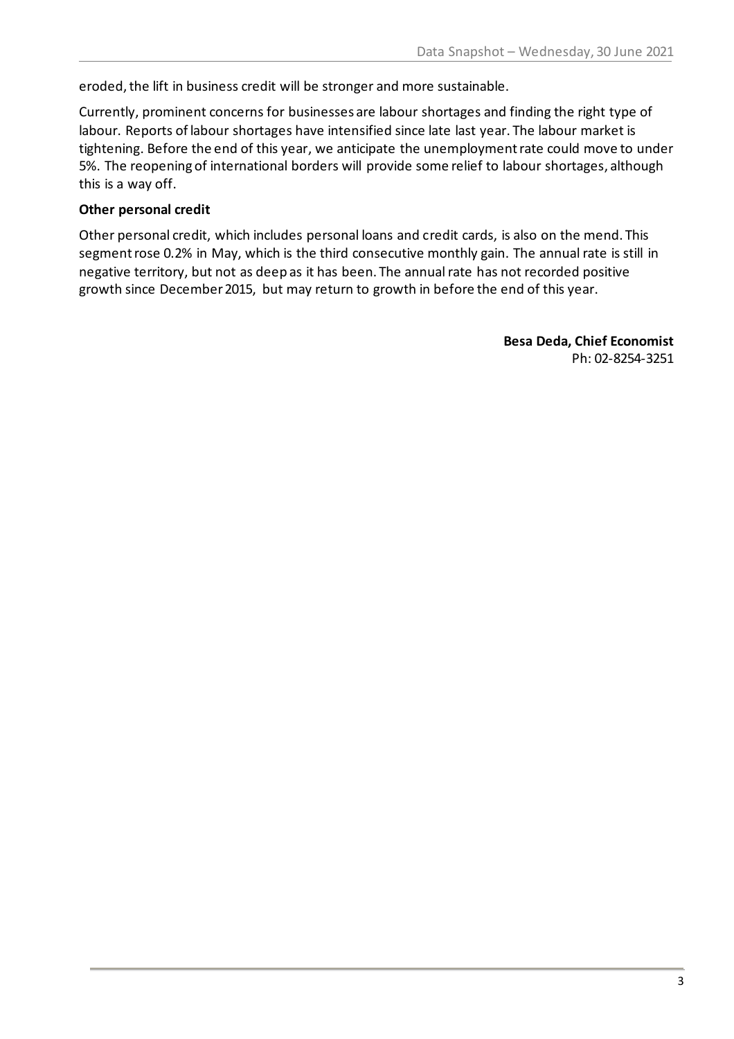eroded, the lift in business credit will be stronger and more sustainable.

Currently, prominent concerns for businesses are labour shortages and finding the right type of labour. Reports of labour shortages have intensified since late last year. The labour market is tightening. Before the end of this year, we anticipate the unemployment rate could move to under 5%. The reopening of international borders will provide some relief to labour shortages, although this is a way off.

**Other personal credit**

Other personal credit, which includes personal loans and credit cards, is also on the mend. This segment rose 0.2% in May, which is the third consecutive monthly gain. The annual rate is still in negative territory, but not as deep as it has been. The annual rate has not recorded positive growth since December 2015, but may return to growth in before the end of this year.

**Besa Deda, Chief Economist**
Ph: 02-8254-3251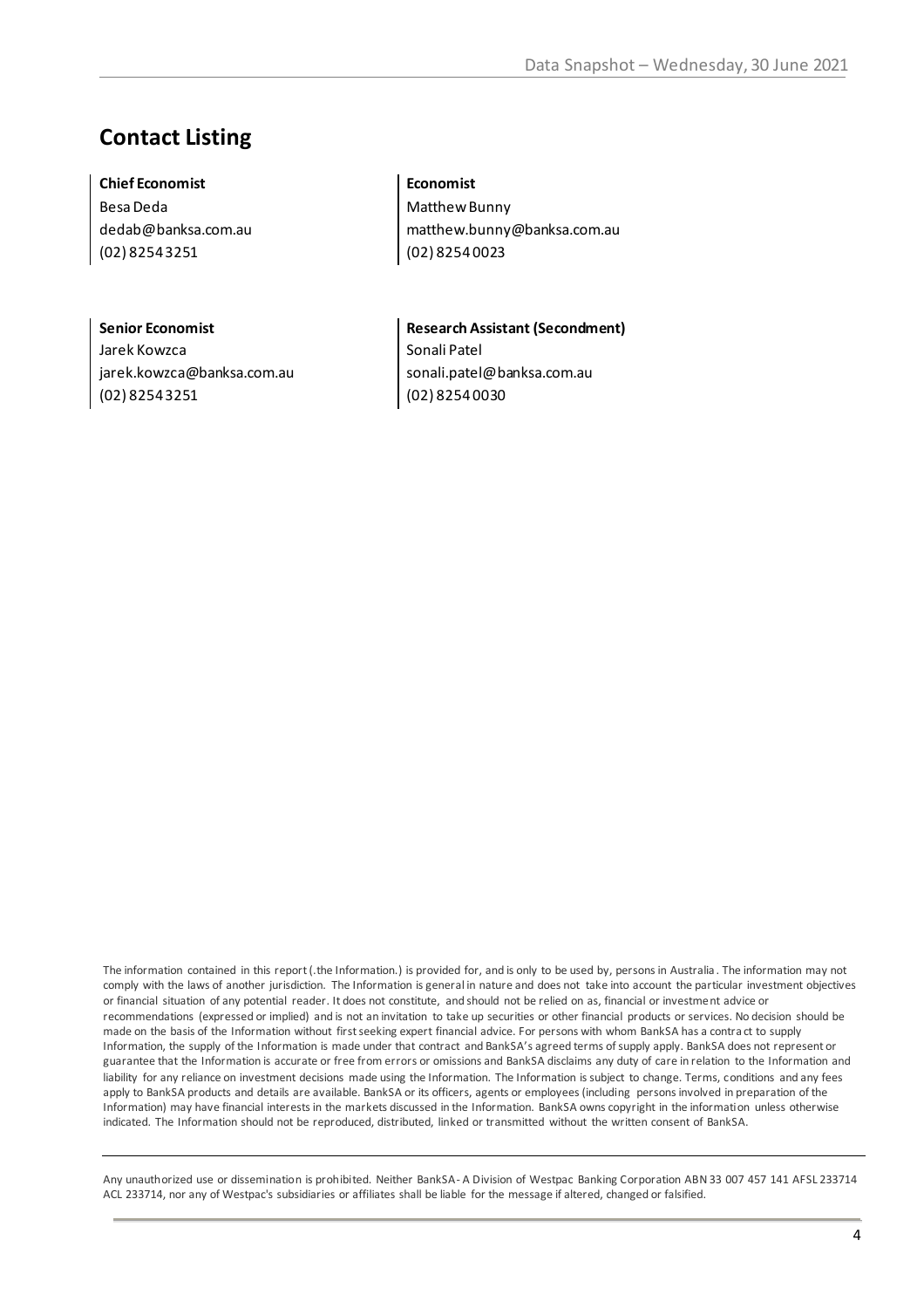## Contact Listing

**Chief Economist**
Besa Deda
dedab@banksa.com.au
(02) 8254 3251

**Economist**
Matthew Bunny
matthew.bunny@banksa.com.au
(02) 8254 0023

**Senior Economist**
Jarek Kowzca
jarek.kowzca@banksa.com.au
(02) 8254 3251

**Research Assistant (Secondment)**
Sonali Patel
sonali.patel@banksa.com.au
(02) 8254 0030

The information contained in this report (.the Information.) is provided for, and is only to be used by, persons in Australia. The information may not comply with the laws of another jurisdiction. The Information is general in nature and does not take into account the particular investment objectives or financial situation of any potential reader. It does not constitute, and should not be relied on as, financial or investment advice or recommendations (expressed or implied) and is not an invitation to take up securities or other financial products or services. No decision should be made on the basis of the Information without first seeking expert financial advice. For persons with whom BankSA has a contract to supply Information, the supply of the Information is made under that contract and BankSA's agreed terms of supply apply. BankSA does not represent or guarantee that the Information is accurate or free from errors or omissions and BankSA disclaims any duty of care in relation to the Information and liability for any reliance on investment decisions made using the Information. The Information is subject to change. Terms, conditions and any fees apply to BankSA products and details are available. BankSA or its officers, agents or employees (including persons involved in preparation of the Information) may have financial interests in the markets discussed in the Information. BankSA owns copyright in the information unless otherwise indicated. The Information should not be reproduced, distributed, linked or transmitted without the written consent of BankSA.

Any unauthorized use or dissemination is prohibited. Neither BankSA - A Division of Westpac Banking Corporation ABN 33 007 457 141 AFSL 233714 ACL 233714, nor any of Westpac's subsidiaries or affiliates shall be liable for the message if altered, changed or falsified.